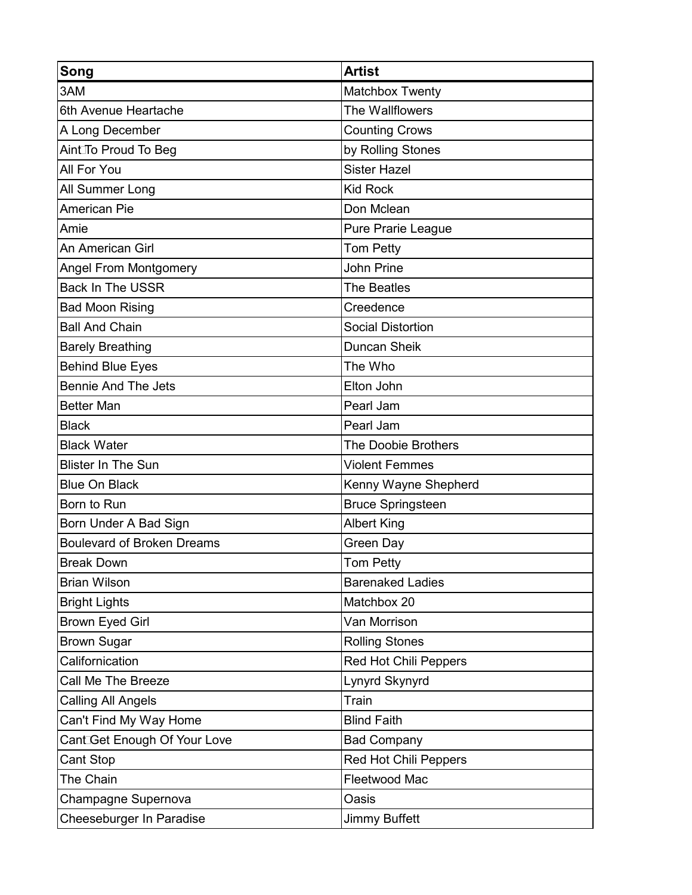| Song | Artist |
| --- | --- |
| 3AM | Matchbox Twenty |
| 6th Avenue Heartache | The Wallflowers |
| A Long December | Counting Crows |
| Aint To Proud To Beg | by Rolling Stones |
| All For You | Sister Hazel |
| All Summer Long | Kid Rock |
| American Pie | Don Mclean |
| Amie | Pure Prarie League |
| An American Girl | Tom Petty |
| Angel From Montgomery | John Prine |
| Back In The USSR | The Beatles |
| Bad Moon Rising | Creedence |
| Ball And Chain | Social Distortion |
| Barely Breathing | Duncan Sheik |
| Behind Blue Eyes | The Who |
| Bennie And The Jets | Elton John |
| Better Man | Pearl Jam |
| Black | Pearl Jam |
| Black Water | The Doobie Brothers |
| Blister In The Sun | Violent Femmes |
| Blue On Black | Kenny Wayne Shepherd |
| Born to Run | Bruce Springsteen |
| Born Under A Bad Sign | Albert King |
| Boulevard of Broken Dreams | Green Day |
| Break Down | Tom Petty |
| Brian Wilson | Barenaked Ladies |
| Bright Lights | Matchbox 20 |
| Brown Eyed Girl | Van Morrison |
| Brown Sugar | Rolling Stones |
| Californication | Red Hot Chili Peppers |
| Call Me The Breeze | Lynyrd Skynyrd |
| Calling All Angels | Train |
| Can't Find My Way Home | Blind Faith |
| Cant Get Enough Of Your Love | Bad Company |
| Cant Stop | Red Hot Chili Peppers |
| The Chain | Fleetwood Mac |
| Champagne Supernova | Oasis |
| Cheeseburger In Paradise | Jimmy Buffett |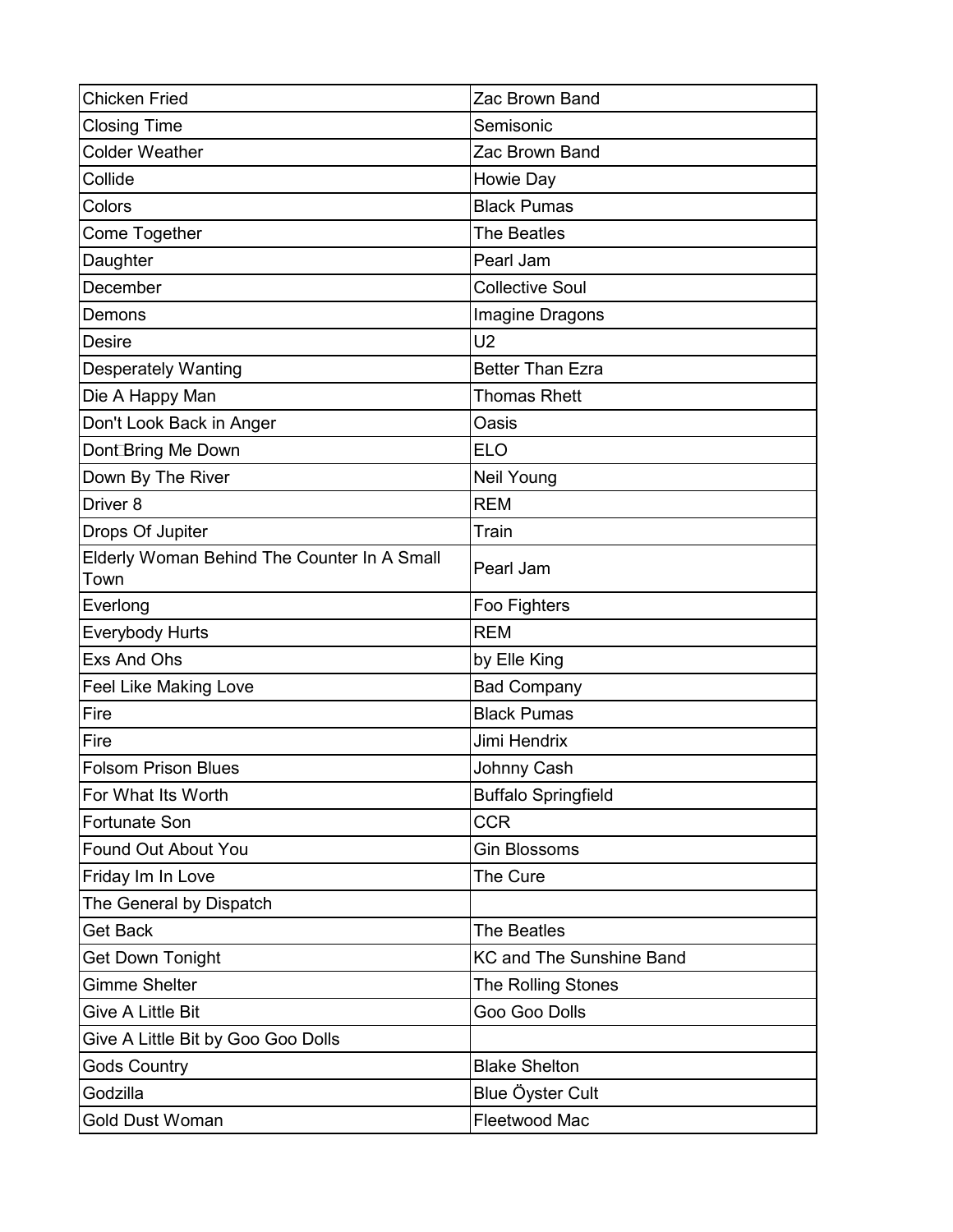| Chicken Fried | Zac Brown Band |
|---|---|
| Closing Time | Semisonic |
| Colder Weather | Zac Brown Band |
| Collide | Howie Day |
| Colors | Black Pumas |
| Come Together | The Beatles |
| Daughter | Pearl Jam |
| December | Collective Soul |
| Demons | Imagine Dragons |
| Desire | U2 |
| Desperately Wanting | Better Than Ezra |
| Die A Happy Man | Thomas Rhett |
| Don't Look Back in Anger | Oasis |
| Dont Bring Me Down | ELO |
| Down By The River | Neil Young |
| Driver 8 | REM |
| Drops Of Jupiter | Train |
| Elderly Woman Behind The Counter In A Small Town | Pearl Jam |
| Everlong | Foo Fighters |
| Everybody Hurts | REM |
| Exs And Ohs | by Elle King |
| Feel Like Making Love | Bad Company |
| Fire | Black Pumas |
| Fire | Jimi Hendrix |
| Folsom Prison Blues | Johnny Cash |
| For What Its Worth | Buffalo Springfield |
| Fortunate Son | CCR |
| Found Out About You | Gin Blossoms |
| Friday Im In Love | The Cure |
| The General by Dispatch | |
| Get Back | The Beatles |
| Get Down Tonight | KC and The Sunshine Band |
| Gimme Shelter | The Rolling Stones |
| Give A Little Bit | Goo Goo Dolls |
| Give A Little Bit by Goo Goo Dolls | |
| Gods Country | Blake Shelton |
| Godzilla | Blue Öyster Cult |
| Gold Dust Woman | Fleetwood Mac |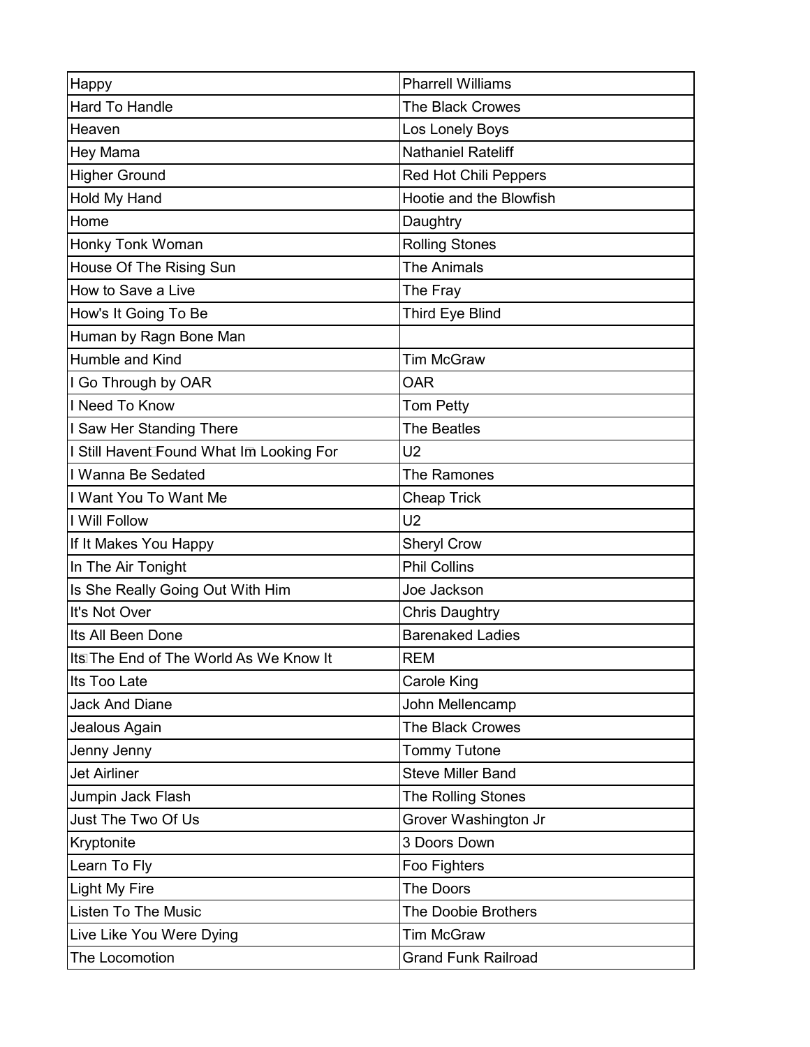| Happy | Pharrell Williams |
|---|---|
| Hard To Handle | The Black Crowes |
| Heaven | Los Lonely Boys |
| Hey Mama | Nathaniel Rateliff |
| Higher Ground | Red Hot Chili Peppers |
| Hold My Hand | Hootie and the Blowfish |
| Home | Daughtry |
| Honky Tonk Woman | Rolling Stones |
| House Of The Rising Sun | The Animals |
| How to Save a Live | The Fray |
| How's It Going To Be | Third Eye Blind |
| Human by Ragn Bone Man | |
| Humble and Kind | Tim McGraw |
| I Go Through by OAR | OAR |
| I Need To Know | Tom Petty |
| I Saw Her Standing There | The Beatles |
| I Still Havent Found What Im Looking For | U2 |
| I Wanna Be Sedated | The Ramones |
| I Want You To Want Me | Cheap Trick |
| I Will Follow | U2 |
| If It Makes You Happy | Sheryl Crow |
| In The Air Tonight | Phil Collins |
| Is She Really Going Out With Him | Joe Jackson |
| It's Not Over | Chris Daughtry |
| Its All Been Done | Barenaked Ladies |
| Its The End of The World As We Know It | REM |
| Its Too Late | Carole King |
| Jack And Diane | John Mellencamp |
| Jealous Again | The Black Crowes |
| Jenny Jenny | Tommy Tutone |
| Jet Airliner | Steve Miller Band |
| Jumpin Jack Flash | The Rolling Stones |
| Just The Two Of Us | Grover Washington Jr |
| Kryptonite | 3 Doors Down |
| Learn To Fly | Foo Fighters |
| Light My Fire | The Doors |
| Listen To The Music | The Doobie Brothers |
| Live Like You Were Dying | Tim McGraw |
| The Locomotion | Grand Funk Railroad |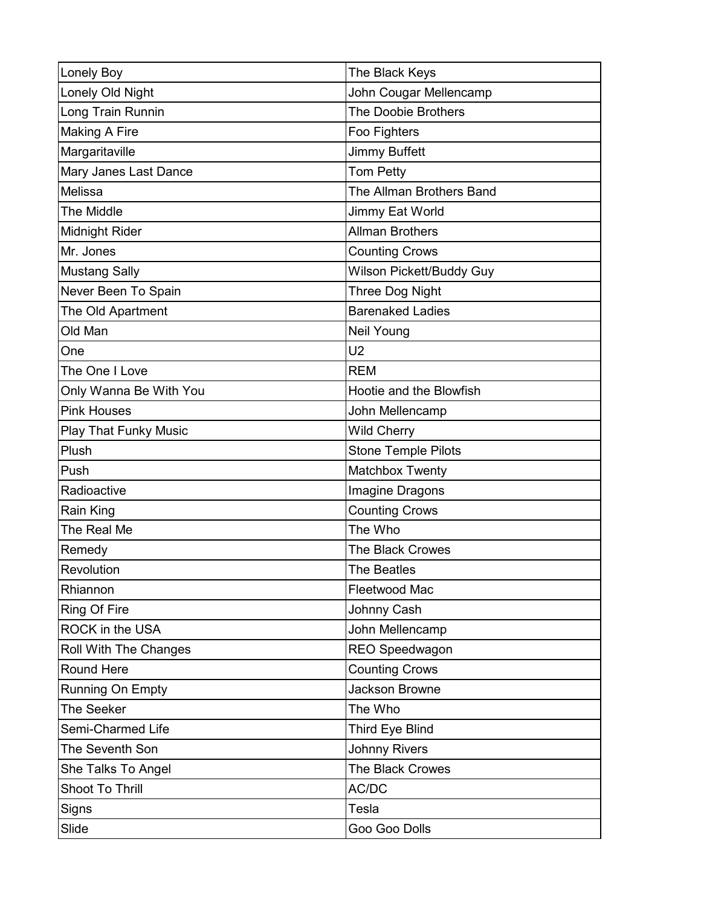| | |
|---|---|
| Lonely Boy | The Black Keys |
| Lonely Old Night | John Cougar Mellencamp |
| Long Train Runnin | The Doobie Brothers |
| Making A Fire | Foo Fighters |
| Margaritaville | Jimmy Buffett |
| Mary Janes Last Dance | Tom Petty |
| Melissa | The Allman Brothers Band |
| The Middle | Jimmy Eat World |
| Midnight Rider | Allman Brothers |
| Mr. Jones | Counting Crows |
| Mustang Sally | Wilson Pickett/Buddy Guy |
| Never Been To Spain | Three Dog Night |
| The Old Apartment | Barenaked Ladies |
| Old Man | Neil Young |
| One | U2 |
| The One I Love | REM |
| Only Wanna Be With You | Hootie and the Blowfish |
| Pink Houses | John Mellencamp |
| Play That Funky Music | Wild Cherry |
| Plush | Stone Temple Pilots |
| Push | Matchbox Twenty |
| Radioactive | Imagine Dragons |
| Rain King | Counting Crows |
| The Real Me | The Who |
| Remedy | The Black Crowes |
| Revolution | The Beatles |
| Rhiannon | Fleetwood Mac |
| Ring Of Fire | Johnny Cash |
| ROCK in the USA | John Mellencamp |
| Roll With The Changes | REO Speedwagon |
| Round Here | Counting Crows |
| Running On Empty | Jackson Browne |
| The Seeker | The Who |
| Semi-Charmed Life | Third Eye Blind |
| The Seventh Son | Johnny Rivers |
| She Talks To Angel | The Black Crowes |
| Shoot To Thrill | AC/DC |
| Signs | Tesla |
| Slide | Goo Goo Dolls |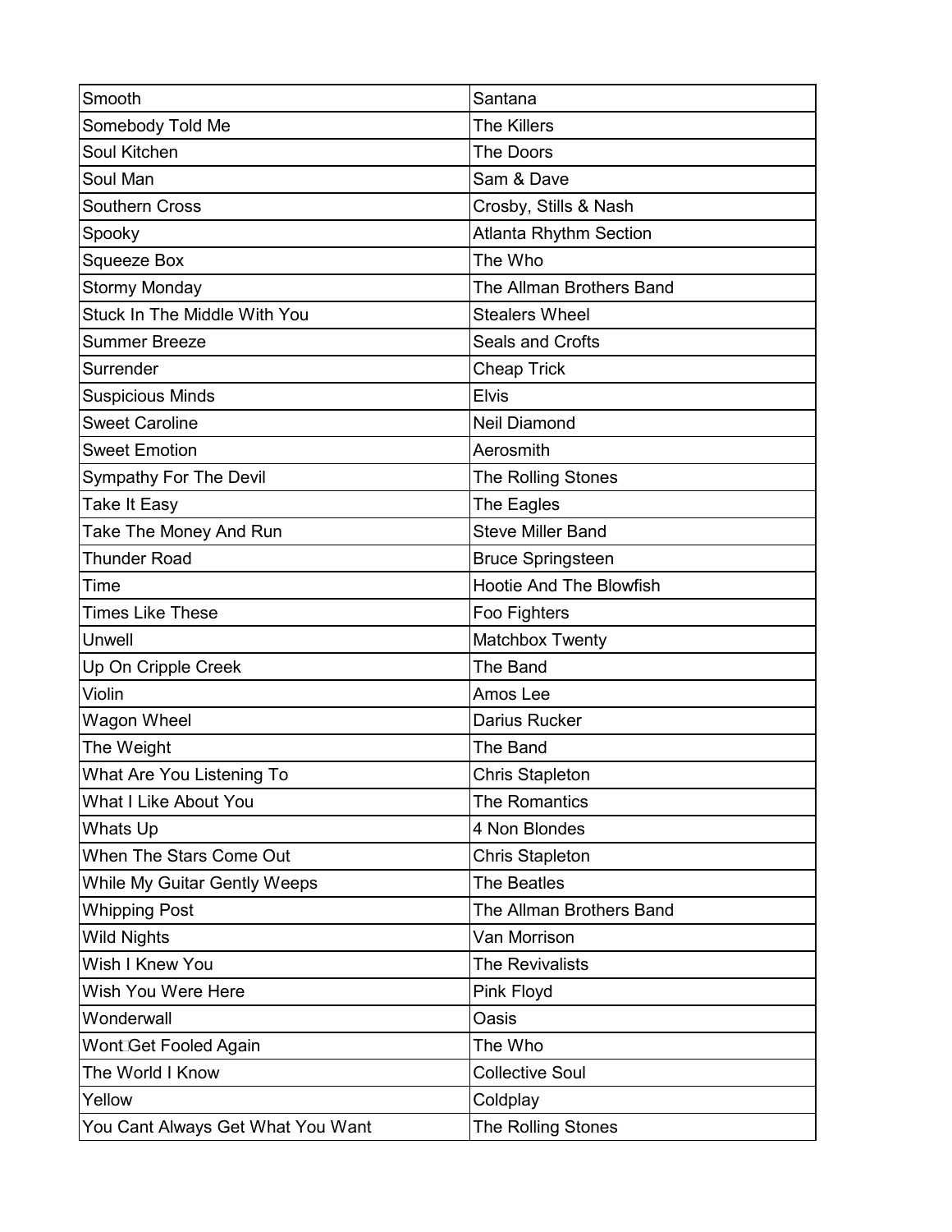| Smooth | Santana |
|---|---|
| Somebody Told Me | The Killers |
| Soul Kitchen | The Doors |
| Soul Man | Sam & Dave |
| Southern Cross | Crosby, Stills & Nash |
| Spooky | Atlanta Rhythm Section |
| Squeeze Box | The Who |
| Stormy Monday | The Allman Brothers Band |
| Stuck In The Middle With You | Stealers Wheel |
| Summer Breeze | Seals and Crofts |
| Surrender | Cheap Trick |
| Suspicious Minds | Elvis |
| Sweet Caroline | Neil Diamond |
| Sweet Emotion | Aerosmith |
| Sympathy For The Devil | The Rolling Stones |
| Take It Easy | The Eagles |
| Take The Money And Run | Steve Miller Band |
| Thunder Road | Bruce Springsteen |
| Time | Hootie And The Blowfish |
| Times Like These | Foo Fighters |
| Unwell | Matchbox Twenty |
| Up On Cripple Creek | The Band |
| Violin | Amos Lee |
| Wagon Wheel | Darius Rucker |
| The Weight | The Band |
| What Are You Listening To | Chris Stapleton |
| What I Like About You | The Romantics |
| Whats Up | 4 Non Blondes |
| When The Stars Come Out | Chris Stapleton |
| While My Guitar Gently Weeps | The Beatles |
| Whipping Post | The Allman Brothers Band |
| Wild Nights | Van Morrison |
| Wish I Knew You | The Revivalists |
| Wish You Were Here | Pink Floyd |
| Wonderwall | Oasis |
| Wont Get Fooled Again | The Who |
| The World I Know | Collective Soul |
| Yellow | Coldplay |
| You Cant Always Get What You Want | The Rolling Stones |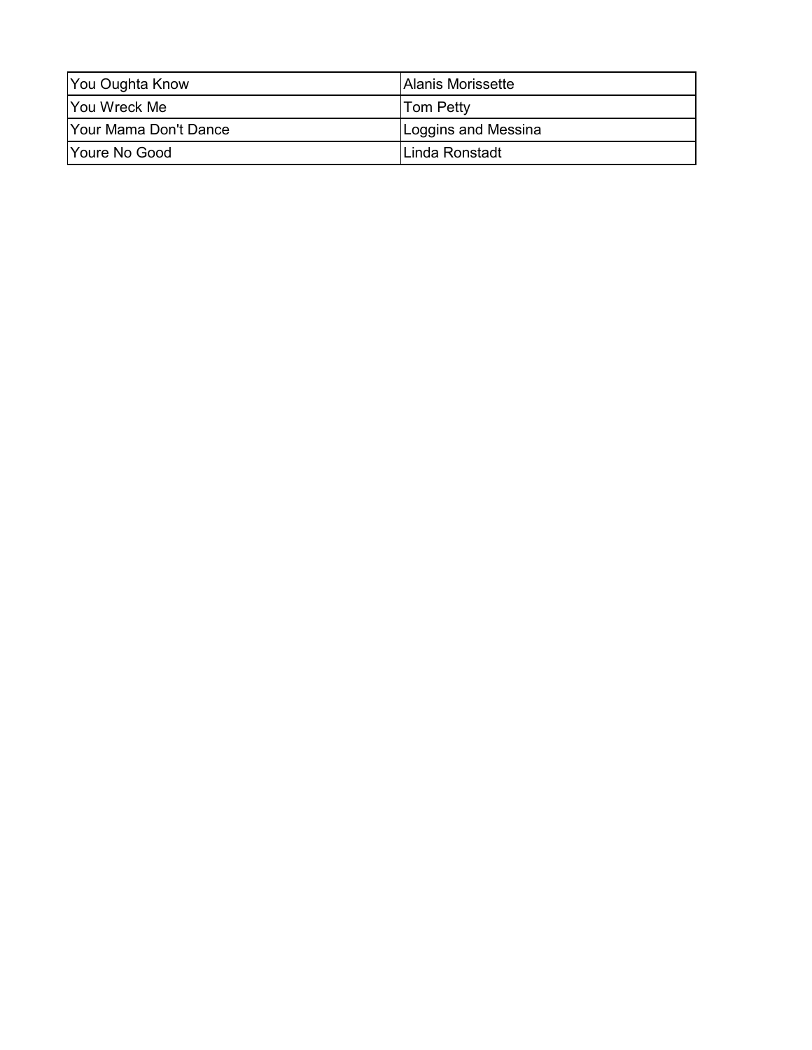| | |
|---|---|
| You Oughta Know | Alanis Morissette |
| You Wreck Me | Tom Petty |
| Your Mama Don't Dance | Loggins and Messina |
| Youre No Good | Linda Ronstadt |